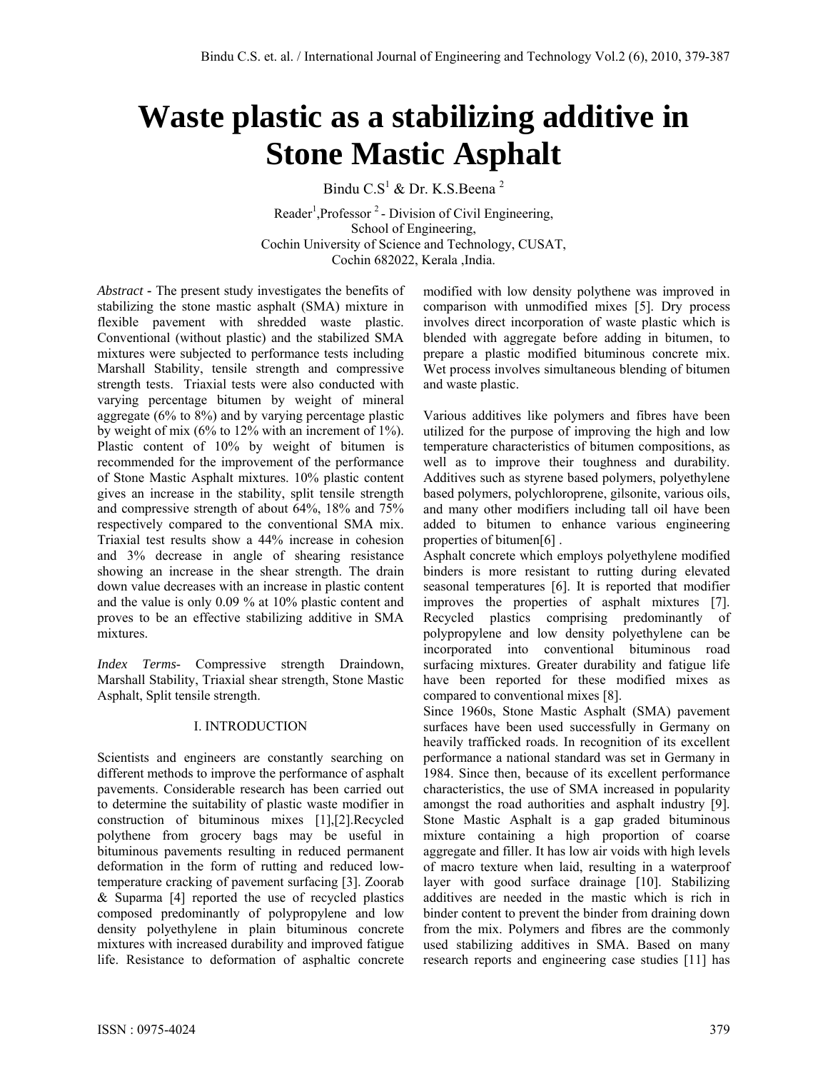# Waste plastic as a stabilizing additive in Stone Mastic Asphalt

Bindu C.S[1] & Dr. K.S.Beena [2]

Reader[1],Professor [2] - Division of Civil Engineering,
School of Engineering,
Cochin University of Science and Technology, CUSAT,
Cochin 682022, Kerala ,India.

*Abstract* **-** The present study investigates the benefits of stabilizing the stone mastic asphalt (SMA) mixture in flexible pavement with shredded waste plastic. Conventional (without plastic) and the stabilized SMA mixtures were subjected to performance tests including Marshall Stability, tensile strength and compressive strength tests. Triaxial tests were also conducted with varying percentage bitumen by weight of mineral aggregate (6% to 8%) and by varying percentage plastic by weight of mix (6% to 12% with an increment of 1%). Plastic content of 10% by weight of bitumen is recommended for the improvement of the performance of Stone Mastic Asphalt mixtures. 10% plastic content gives an increase in the stability, split tensile strength and compressive strength of about 64%, 18% and 75% respectively compared to the conventional SMA mix. Triaxial test results show a 44% increase in cohesion and 3% decrease in angle of shearing resistance showing an increase in the shear strength. The drain down value decreases with an increase in plastic content and the value is only 0.09 % at 10% plastic content and proves to be an effective stabilizing additive in SMA mixtures.

*Index Terms*- Compressive strength Draindown, Marshall Stability, Triaxial shear strength, Stone Mastic Asphalt, Split tensile strength.

## I. INTRODUCTION

Scientists and engineers are constantly searching on different methods to improve the performance of asphalt pavements. Considerable research has been carried out to determine the suitability of plastic waste modifier in construction of bituminous mixes [1],[2].Recycled polythene from grocery bags may be useful in bituminous pavements resulting in reduced permanent deformation in the form of rutting and reduced low-temperature cracking of pavement surfacing [3]. Zoorab & Suparma [4] reported the use of recycled plastics composed predominantly of polypropylene and low density polyethylene in plain bituminous concrete mixtures with increased durability and improved fatigue life. Resistance to deformation of asphaltic concrete modified with low density polythene was improved in comparison with unmodified mixes [5]. Dry process involves direct incorporation of waste plastic which is blended with aggregate before adding in bitumen, to prepare a plastic modified bituminous concrete mix. Wet process involves simultaneous blending of bitumen and waste plastic.

Various additives like polymers and fibres have been utilized for the purpose of improving the high and low temperature characteristics of bitumen compositions, as well as to improve their toughness and durability. Additives such as styrene based polymers, polyethylene based polymers, polychloroprene, gilsonite, various oils, and many other modifiers including tall oil have been added to bitumen to enhance various engineering properties of bitumen[6] .

Asphalt concrete which employs polyethylene modified binders is more resistant to rutting during elevated seasonal temperatures [6]. It is reported that modifier improves the properties of asphalt mixtures [7]. Recycled plastics comprising predominantly of polypropylene and low density polyethylene can be incorporated into conventional bituminous road surfacing mixtures. Greater durability and fatigue life have been reported for these modified mixes as compared to conventional mixes [8].

Since 1960s, Stone Mastic Asphalt (SMA) pavement surfaces have been used successfully in Germany on heavily trafficked roads. In recognition of its excellent performance a national standard was set in Germany in 1984. Since then, because of its excellent performance characteristics, the use of SMA increased in popularity amongst the road authorities and asphalt industry [9]. Stone Mastic Asphalt is a gap graded bituminous mixture containing a high proportion of coarse aggregate and filler. It has low air voids with high levels of macro texture when laid, resulting in a waterproof layer with good surface drainage [10]. Stabilizing additives are needed in the mastic which is rich in binder content to prevent the binder from draining down from the mix. Polymers and fibres are the commonly used stabilizing additives in SMA. Based on many research reports and engineering case studies [11] has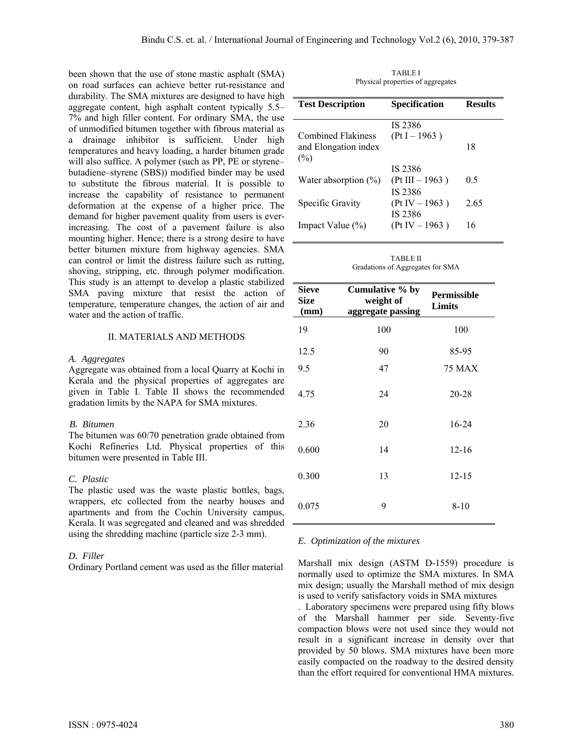been shown that the use of stone mastic asphalt (SMA) on road surfaces can achieve better rut-resistance and durability. The SMA mixtures are designed to have high aggregate content, high asphalt content typically 5.5–7% and high filler content. For ordinary SMA, the use of unmodified bitumen together with fibrous material as a drainage inhibitor is sufficient. Under high temperatures and heavy loading, a harder bitumen grade will also suffice. A polymer (such as PP, PE or styrene–butadiene–styrene (SBS)) modified binder may be used to substitute the fibrous material. It is possible to increase the capability of resistance to permanent deformation at the expense of a higher price. The demand for higher pavement quality from users is ever-increasing. The cost of a pavement failure is also mounting higher. Hence; there is a strong desire to have better bitumen mixture from highway agencies. SMA can control or limit the distress failure such as rutting, shoving, stripping, etc. through polymer modification. This study is an attempt to develop a plastic stabilized SMA paving mixture that resist the action of temperature, temperature changes, the action of air and water and the action of traffic.

## II. MATERIALS AND METHODS

### *A. Aggregates*

Aggregate was obtained from a local Quarry at Kochi in Kerala and the physical properties of aggregates are given in Table I. Table II shows the recommended gradation limits by the NAPA for SMA mixtures.

### *B. Bitumen*

The bitumen was 60/70 penetration grade obtained from Kochi Refineries Ltd. Physical properties of this bitumen were presented in Table III.

### *C. Plastic*

The plastic used was the waste plastic bottles, bags, wrappers, etc collected from the nearby houses and apartments and from the Cochin University campus, Kerala. It was segregated and cleaned and was shredded using the shredding machine (particle size 2-3 mm).

### *D. Filler*

Ordinary Portland cement was used as the filler material

TABLE I
Physical properties of aggregates

| Test Description | Specification | Results |
|---|---|---|
| Combined Flakiness and Elongation index (%) | IS 2386 (Pt I – 1963 ) | 18 |
| Water absorption (%) | IS 2386 (Pt III – 1963 ) | 0.5 |
| Specific Gravity | IS 2386 (Pt IV – 1963 ) | 2.65 |
| Impact Value (%) | IS 2386 (Pt IV – 1963 ) | 16 |

TABLE II
Gradations of Aggregates for SMA

| Sieve Size (mm) | Cumulative % by weight of aggregate passing | Permissible Limits |
|---|---|---|
| 19 | 100 | 100 |
| 12.5 | 90 | 85-95 |
| 9.5 | 47 | 75 MAX |
| 4.75 | 24 | 20-28 |
| 2.36 | 20 | 16-24 |
| 0.600 | 14 | 12-16 |
| 0.300 | 13 | 12-15 |
| 0.075 | 9 | 8-10 |

### *E. Optimization of the mixtures*

Marshall mix design (ASTM D-1559) procedure is normally used to optimize the SMA mixtures. In SMA mix design; usually the Marshall method of mix design is used to verify satisfactory voids in SMA mixtures . Laboratory specimens were prepared using fifty blows of the Marshall hammer per side. Seventy-five compaction blows were not used since they would not result in a significant increase in density over that provided by 50 blows. SMA mixtures have been more easily compacted on the roadway to the desired density than the effort required for conventional HMA mixtures.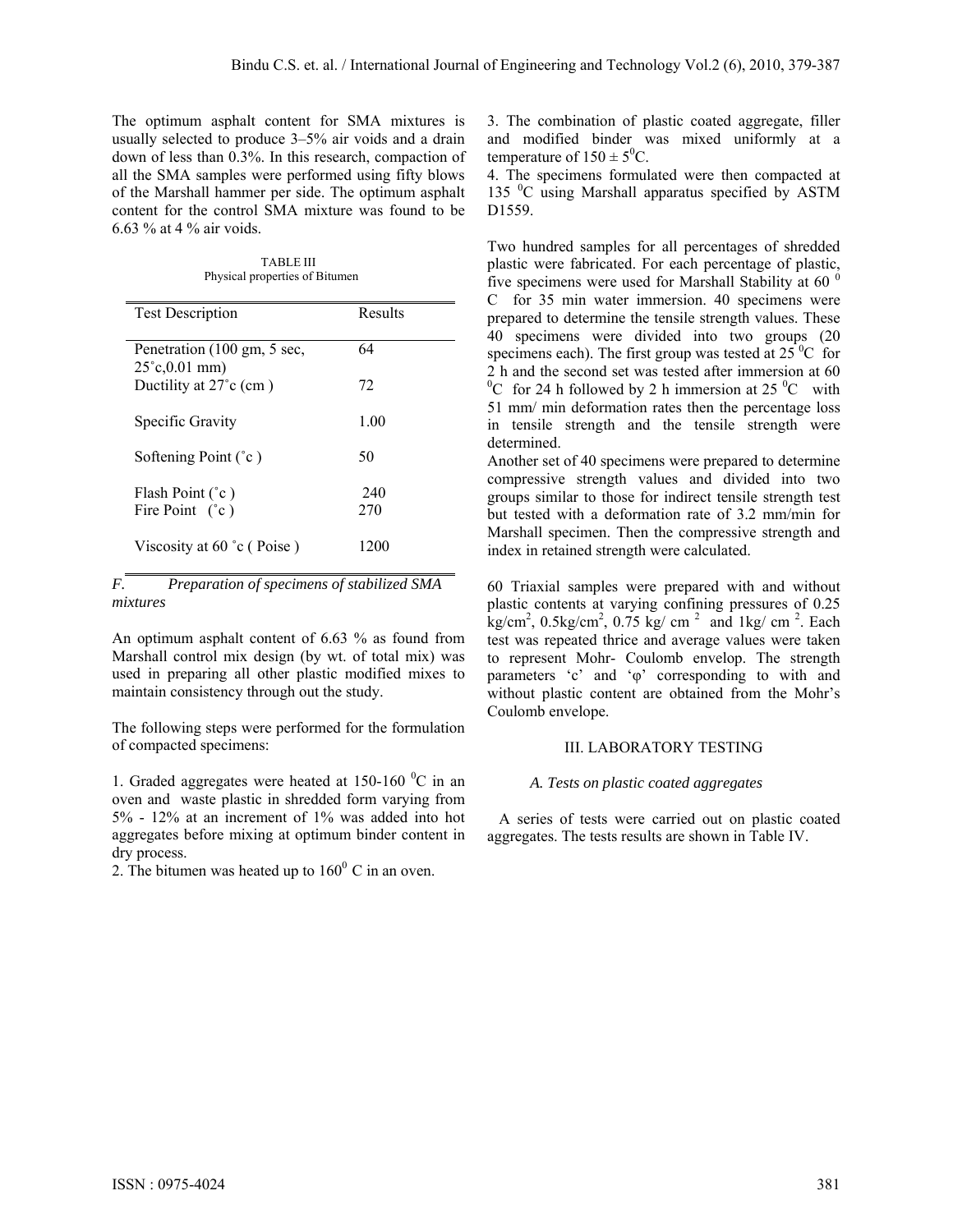The optimum asphalt content for SMA mixtures is usually selected to produce 3–5% air voids and a drain down of less than 0.3%. In this research, compaction of all the SMA samples were performed using fifty blows of the Marshall hammer per side. The optimum asphalt content for the control SMA mixture was found to be 6.63 % at 4 % air voids.

TABLE III
Physical properties of Bitumen

| Test Description | Results |
|---|---|
| Penetration (100 gm, 5 sec, 25˚c,0.01 mm) | 64 |
| Ductility at 27˚c (cm ) | 72 |
| Specific Gravity | 1.00 |
| Softening Point (˚c ) | 50 |
| Flash Point (˚c ) | 240 |
| Fire Point (˚c ) | 270 |
| Viscosity at 60 ˚c ( Poise ) | 1200 |

### *F. Preparation of specimens of stabilized SMA mixtures*

An optimum asphalt content of 6.63 % as found from Marshall control mix design (by wt. of total mix) was used in preparing all other plastic modified mixes to maintain consistency through out the study.

The following steps were performed for the formulation of compacted specimens:

1. Graded aggregates were heated at 150-160 $^0$C in an oven and waste plastic in shredded form varying from 5% - 12% at an increment of 1% was added into hot aggregates before mixing at optimum binder content in dry process.
2. The bitumen was heated up to 160$^0$ C in an oven.
3. The combination of plastic coated aggregate, filler and modified binder was mixed uniformly at a temperature of $150 \pm 5^0$C.
4. The specimens formulated were then compacted at 135 $^0$C using Marshall apparatus specified by ASTM D1559.

Two hundred samples for all percentages of shredded plastic were fabricated. For each percentage of plastic, five specimens were used for Marshall Stability at 60 $^0$ C for 35 min water immersion. 40 specimens were prepared to determine the tensile strength values. These 40 specimens were divided into two groups (20 specimens each). The first group was tested at 25 $^0$C for 2 h and the second set was tested after immersion at 60 $^0$C for 24 h followed by 2 h immersion at 25 $^0$C with 51 mm/ min deformation rates then the percentage loss in tensile strength and the tensile strength were determined.

Another set of 40 specimens were prepared to determine compressive strength values and divided into two groups similar to those for indirect tensile strength test but tested with a deformation rate of 3.2 mm/min for Marshall specimen. Then the compressive strength and index in retained strength were calculated.

60 Triaxial samples were prepared with and without plastic contents at varying confining pressures of 0.25 kg/cm$^2$, 0.5kg/cm$^2$, 0.75 kg/ cm $^2$ and 1kg/ cm $^2$. Each test was repeated thrice and average values were taken to represent Mohr- Coulomb envelop. The strength parameters 'c' and 'φ' corresponding to with and without plastic content are obtained from the Mohr's Coulomb envelope.

## III. LABORATORY TESTING

### *A. Tests on plastic coated aggregates*

A series of tests were carried out on plastic coated aggregates. The tests results are shown in Table IV.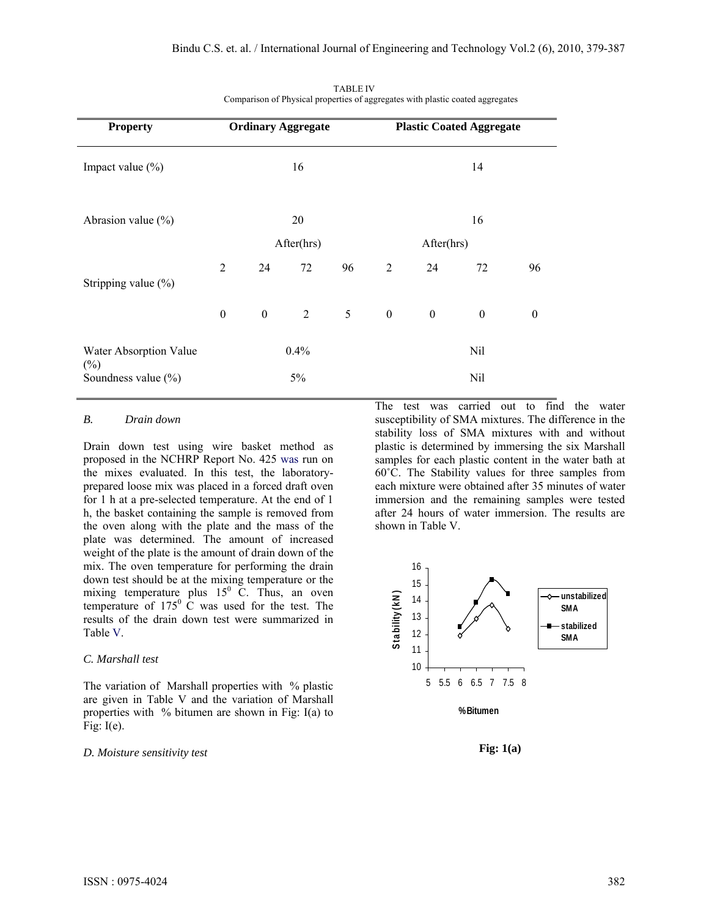TABLE IV
Comparison of Physical properties of aggregates with plastic coated aggregates

| Property | Ordinary Aggregate | | | | Plastic Coated Aggregate | | | |
|---|---|---|---|---|---|---|---|---|
| Impact value (%) | 16 | | | | 14 | | | |
| Abrasion value (%) | 20 | | | | 16 | | | |
| | After(hrs) | | | | After(hrs) | | | |
| Stripping value (%) | 2 | 24 | 72 | 96 | 2 | 24 | 72 | 96 |
| | 0 | 0 | 2 | 5 | 0 | 0 | 0 | 0 |
| Water Absorption Value (%) | 0.4% | | | | Nil | | | |
| Soundness value (%) | 5% | | | | Nil | | | |

*B. Drain down*

Drain down test using wire basket method as proposed in the NCHRP Report No. 425 was run on the mixes evaluated. In this test, the laboratory-prepared loose mix was placed in a forced draft oven for 1 h at a pre-selected temperature. At the end of 1 h, the basket containing the sample is removed from the oven along with the plate and the mass of the plate was determined. The amount of increased weight of the plate is the amount of drain down of the mix. The oven temperature for performing the drain down test should be at the mixing temperature or the mixing temperature plus $15^0$ C. Thus, an oven temperature of $175^0$ C was used for the test. The results of the drain down test were summarized in Table V.

*C. Marshall test*

The variation of Marshall properties with % plastic are given in Table V and the variation of Marshall properties with % bitumen are shown in Fig: I(a) to Fig: I(e).

*D. Moisture sensitivity test*

The test was carried out to find the water susceptibility of SMA mixtures. The difference in the stability loss of SMA mixtures with and without plastic is determined by immersing the six Marshall samples for each plastic content in the water bath at 60˚C. The Stability values for three samples from each mixture were obtained after 35 minutes of water immersion and the remaining samples were tested after 24 hours of water immersion. The results are shown in Table V.

**Fig: 1(a)**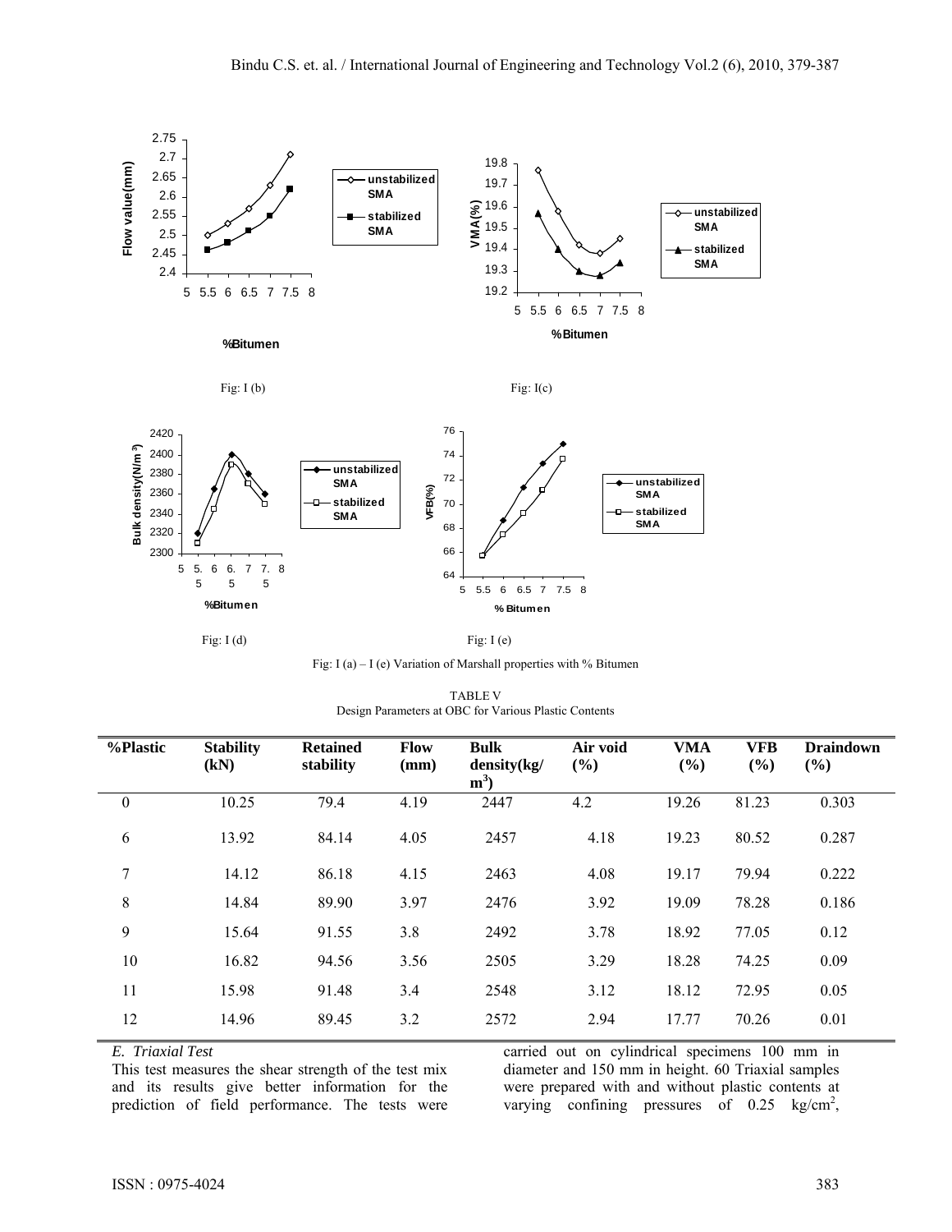Fig: I (b)

Fig: I(c)

Fig: I (d)

Fig: I (e)

Fig: I (a) – I (e) Variation of Marshall properties with % Bitumen

TABLE V
Design Parameters at OBC for Various Plastic Contents

| %Plastic | Stability (kN) | Retained stability | Flow (mm) | Bulk density(kg/$m^3$) | Air void (%) | VMA (%) | VFB (%) | Draindown (%) |
|---|---|---|---|---|---|---|---|---|
| 0 | 10.25 | 79.4 | 4.19 | 2447 | 4.2 | 19.26 | 81.23 | 0.303 |
| 6 | 13.92 | 84.14 | 4.05 | 2457 | 4.18 | 19.23 | 80.52 | 0.287 |
| 7 | 14.12 | 86.18 | 4.15 | 2463 | 4.08 | 19.17 | 79.94 | 0.222 |
| 8 | 14.84 | 89.90 | 3.97 | 2476 | 3.92 | 19.09 | 78.28 | 0.186 |
| 9 | 15.64 | 91.55 | 3.8 | 2492 | 3.78 | 18.92 | 77.05 | 0.12 |
| 10 | 16.82 | 94.56 | 3.56 | 2505 | 3.29 | 18.28 | 74.25 | 0.09 |
| 11 | 15.98 | 91.48 | 3.4 | 2548 | 3.12 | 18.12 | 72.95 | 0.05 |
| 12 | 14.96 | 89.45 | 3.2 | 2572 | 2.94 | 17.77 | 70.26 | 0.01 |

*E. Triaxial Test*

This test measures the shear strength of the test mix and its results give better information for the prediction of field performance. The tests were carried out on cylindrical specimens 100 mm in diameter and 150 mm in height. 60 Triaxial samples were prepared with and without plastic contents at varying confining pressures of 0.25 kg/$cm^2$,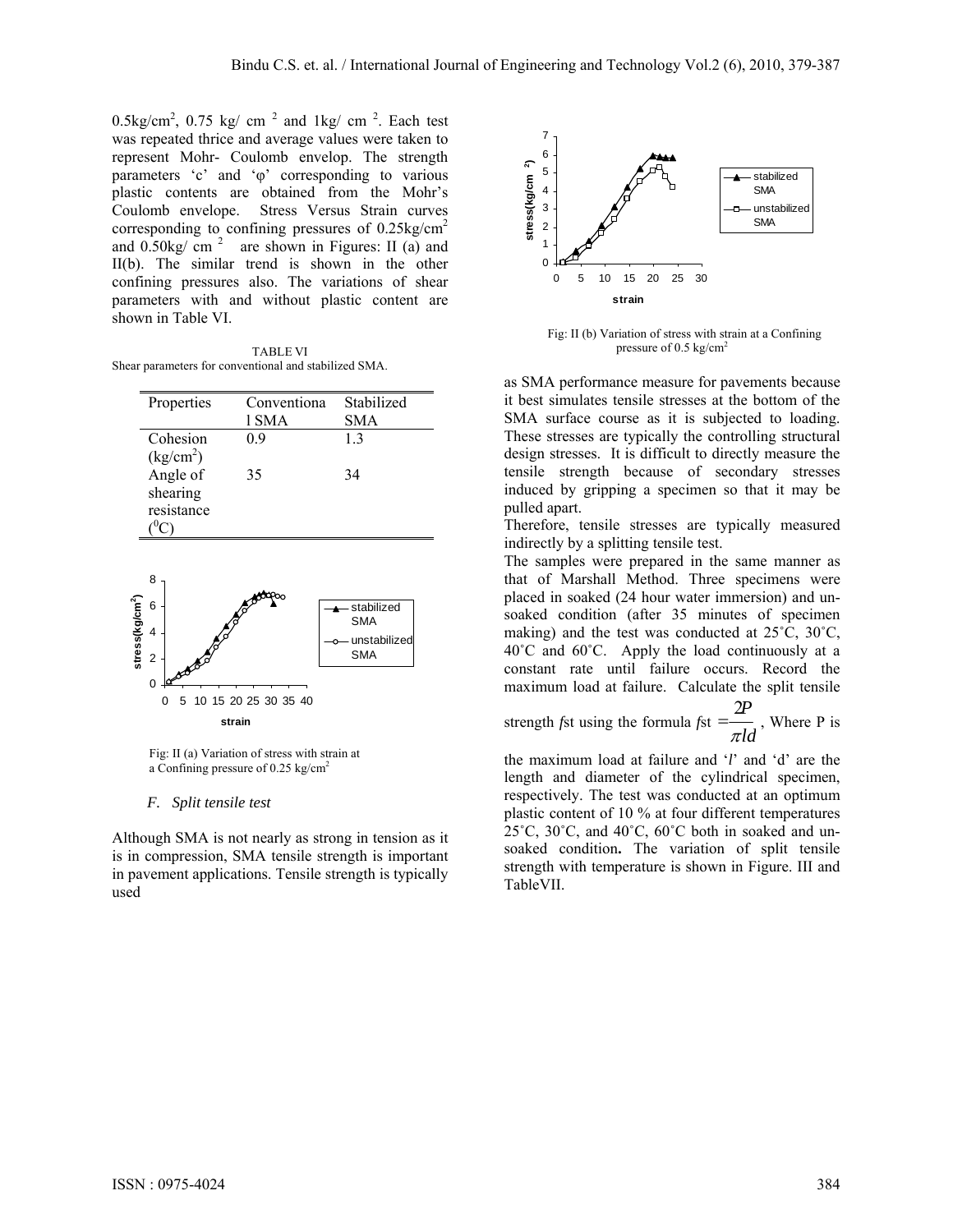0.5kg/cm$^2$, 0.75 kg/ cm $^2$ and 1kg/ cm $^2$. Each test was repeated thrice and average values were taken to represent Mohr- Coulomb envelop. The strength parameters 'c' and 'φ' corresponding to various plastic contents are obtained from the Mohr's Coulomb envelope. Stress Versus Strain curves corresponding to confining pressures of 0.25kg/cm$^2$ and 0.50kg/ cm $^2$ are shown in Figures: II (a) and II(b). The similar trend is shown in the other confining pressures also. The variations of shear parameters with and without plastic content are shown in Table VI.

TABLE VI
Shear parameters for conventional and stabilized SMA.

| Properties | Conventional SMA | Stabilized SMA |
|---|---|---|
| Cohesion (kg/cm$^2$) | 0.9 | 1.3 |
| Angle of shearing resistance ($^0$C) | 35 | 34 |

Fig: II (a) Variation of stress with strain at a Confining pressure of 0.25 kg/cm$^2$

### F. Split tensile test

Although SMA is not nearly as strong in tension as it is in compression, SMA tensile strength is important in pavement applications. Tensile strength is typically used as SMA performance measure for pavements because it best simulates tensile stresses at the bottom of the SMA surface course as it is subjected to loading. These stresses are typically the controlling structural design stresses. It is difficult to directly measure the tensile strength because of secondary stresses induced by gripping a specimen so that it may be pulled apart.

Fig: II (b) Variation of stress with strain at a Confining pressure of 0.5 kg/cm$^2$

Therefore, tensile stresses are typically measured indirectly by a splitting tensile test.

The samples were prepared in the same manner as that of Marshall Method. Three specimens were placed in soaked (24 hour water immersion) and un-soaked condition (after 35 minutes of specimen making) and the test was conducted at 25˚C, 30˚C, 40˚C and 60˚C. Apply the load continuously at a constant rate until failure occurs. Record the maximum load at failure. Calculate the split tensile strength $f$st using the formula $f\text{st} = \dfrac{2P}{\pi l d}$, Where P is the maximum load at failure and '$l$' and 'd' are the length and diameter of the cylindrical specimen, respectively. The test was conducted at an optimum plastic content of 10 % at four different temperatures 25˚C, 30˚C, and 40˚C, 60˚C both in soaked and un-soaked condition**.** The variation of split tensile strength with temperature is shown in Figure. III and TableVII.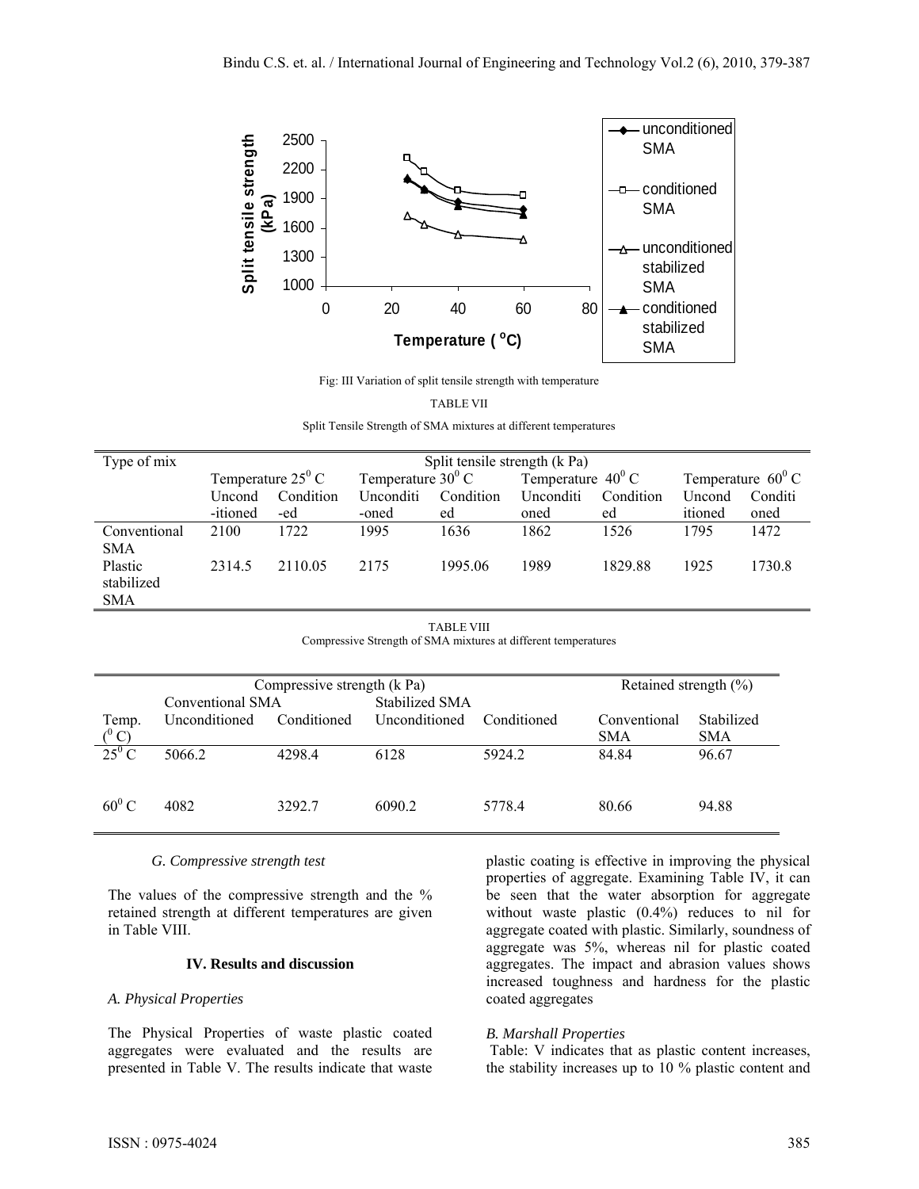Fig: III Variation of split tensile strength with temperature

TABLE VII

Split Tensile Strength of SMA mixtures at different temperatures

| Type of mix | Split tensile strength (k Pa) | | | | | | | |
|---|---|---|---|---|---|---|---|---|
| | Temperature $25^0$ C | | Temperature $30^0$ C | | Temperature $40^0$ C | | Temperature $60^0$ C | |
| | Uncond-itioned | Condition-ed | Unconditi-oned | Conditioned | Unconditioned | Conditioned | Unconditioned | Conditioned |
| Conventional SMA | 2100 | 1722 | 1995 | 1636 | 1862 | 1526 | 1795 | 1472 |
| Plastic stabilized SMA | 2314.5 | 2110.05 | 2175 | 1995.06 | 1989 | 1829.88 | 1925 | 1730.8 |

TABLE VIII

Compressive Strength of SMA mixtures at different temperatures

| | Compressive strength (k Pa) | | | | Retained strength (%) | |
|---|---|---|---|---|---|---|
| | Conventional SMA | | Stabilized SMA | | | |
| Temp. ($^0$ C) | Unconditioned | Conditioned | Unconditioned | Conditioned | Conventional SMA | Stabilized SMA |
| $25^0$ C | 5066.2 | 4298.4 | 6128 | 5924.2 | 84.84 | 96.67 |
| $60^0$ C | 4082 | 3292.7 | 6090.2 | 5778.4 | 80.66 | 94.88 |

### *G. Compressive strength test*

The values of the compressive strength and the % retained strength at different temperatures are given in Table VIII.

## IV. Results and discussion

### *A. Physical Properties*

The Physical Properties of waste plastic coated aggregates were evaluated and the results are presented in Table V. The results indicate that waste plastic coating is effective in improving the physical properties of aggregate. Examining Table IV, it can be seen that the water absorption for aggregate without waste plastic (0.4%) reduces to nil for aggregate coated with plastic. Similarly, soundness of aggregate was 5%, whereas nil for plastic coated aggregates. The impact and abrasion values shows increased toughness and hardness for the plastic coated aggregates

### *B. Marshall Properties*

Table: V indicates that as plastic content increases, the stability increases up to 10 % plastic content and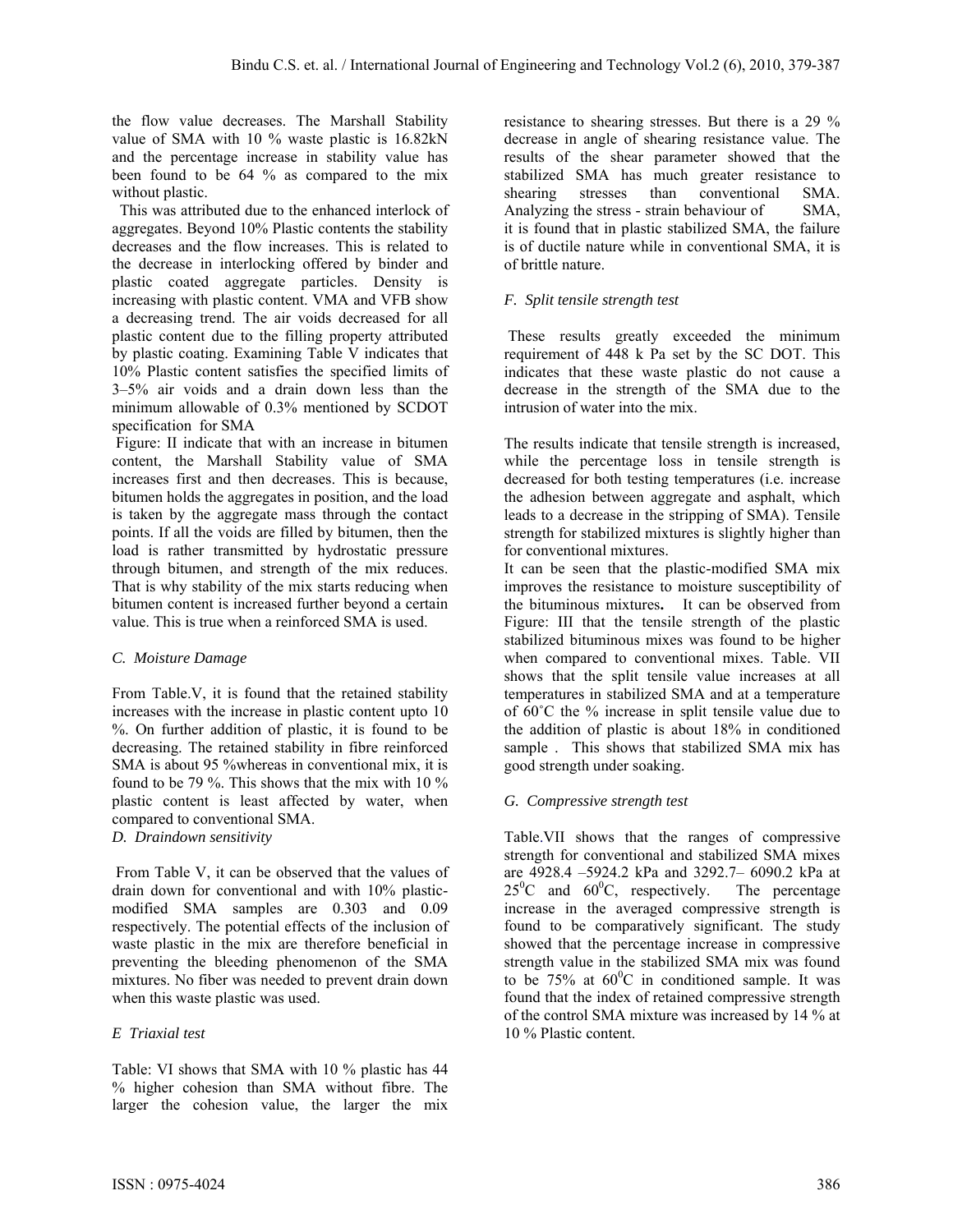the flow value decreases. The Marshall Stability value of SMA with 10 % waste plastic is 16.82kN and the percentage increase in stability value has been found to be 64 % as compared to the mix without plastic.

This was attributed due to the enhanced interlock of aggregates. Beyond 10% Plastic contents the stability decreases and the flow increases. This is related to the decrease in interlocking offered by binder and plastic coated aggregate particles. Density is increasing with plastic content. VMA and VFB show a decreasing trend. The air voids decreased for all plastic content due to the filling property attributed by plastic coating. Examining Table V indicates that 10% Plastic content satisfies the specified limits of 3–5% air voids and a drain down less than the minimum allowable of 0.3% mentioned by SCDOT specification for SMA

Figure: II indicate that with an increase in bitumen content, the Marshall Stability value of SMA increases first and then decreases. This is because, bitumen holds the aggregates in position, and the load is taken by the aggregate mass through the contact points. If all the voids are filled by bitumen, then the load is rather transmitted by hydrostatic pressure through bitumen, and strength of the mix reduces. That is why stability of the mix starts reducing when bitumen content is increased further beyond a certain value. This is true when a reinforced SMA is used.

### *C. Moisture Damage*

From Table.V, it is found that the retained stability increases with the increase in plastic content upto 10 %. On further addition of plastic, it is found to be decreasing. The retained stability in fibre reinforced SMA is about 95 %whereas in conventional mix, it is found to be 79 %. This shows that the mix with 10 % plastic content is least affected by water, when compared to conventional SMA.

### *D. Draindown sensitivity*

From Table V, it can be observed that the values of drain down for conventional and with 10% plastic-modified SMA samples are 0.303 and 0.09 respectively. The potential effects of the inclusion of waste plastic in the mix are therefore beneficial in preventing the bleeding phenomenon of the SMA mixtures. No fiber was needed to prevent drain down when this waste plastic was used.

### *E Triaxial test*

Table: VI shows that SMA with 10 % plastic has 44 % higher cohesion than SMA without fibre. The larger the cohesion value, the larger the mix resistance to shearing stresses. But there is a 29 % decrease in angle of shearing resistance value. The results of the shear parameter showed that the stabilized SMA has much greater resistance to shearing stresses than conventional SMA. Analyzing the stress - strain behaviour of SMA, it is found that in plastic stabilized SMA, the failure is of ductile nature while in conventional SMA, it is of brittle nature.

### *F. Split tensile strength test*

These results greatly exceeded the minimum requirement of 448 k Pa set by the SC DOT. This indicates that these waste plastic do not cause a decrease in the strength of the SMA due to the intrusion of water into the mix.

The results indicate that tensile strength is increased, while the percentage loss in tensile strength is decreased for both testing temperatures (i.e. increase the adhesion between aggregate and asphalt, which leads to a decrease in the stripping of SMA). Tensile strength for stabilized mixtures is slightly higher than for conventional mixtures.

It can be seen that the plastic-modified SMA mix improves the resistance to moisture susceptibility of the bituminous mixtures**.** It can be observed from Figure: III that the tensile strength of the plastic stabilized bituminous mixes was found to be higher when compared to conventional mixes. Table. VII shows that the split tensile value increases at all temperatures in stabilized SMA and at a temperature of 60˚C the % increase in split tensile value due to the addition of plastic is about 18% in conditioned sample . This shows that stabilized SMA mix has good strength under soaking.

### *G. Compressive strength test*

Table.VII shows that the ranges of compressive strength for conventional and stabilized SMA mixes are 4928.4 –5924.2 kPa and 3292.7– 6090.2 kPa at $25^0$C and $60^0$C, respectively. The percentage increase in the averaged compressive strength is found to be comparatively significant. The study showed that the percentage increase in compressive strength value in the stabilized SMA mix was found to be 75% at $60^0$C in conditioned sample. It was found that the index of retained compressive strength of the control SMA mixture was increased by 14 % at 10 % Plastic content.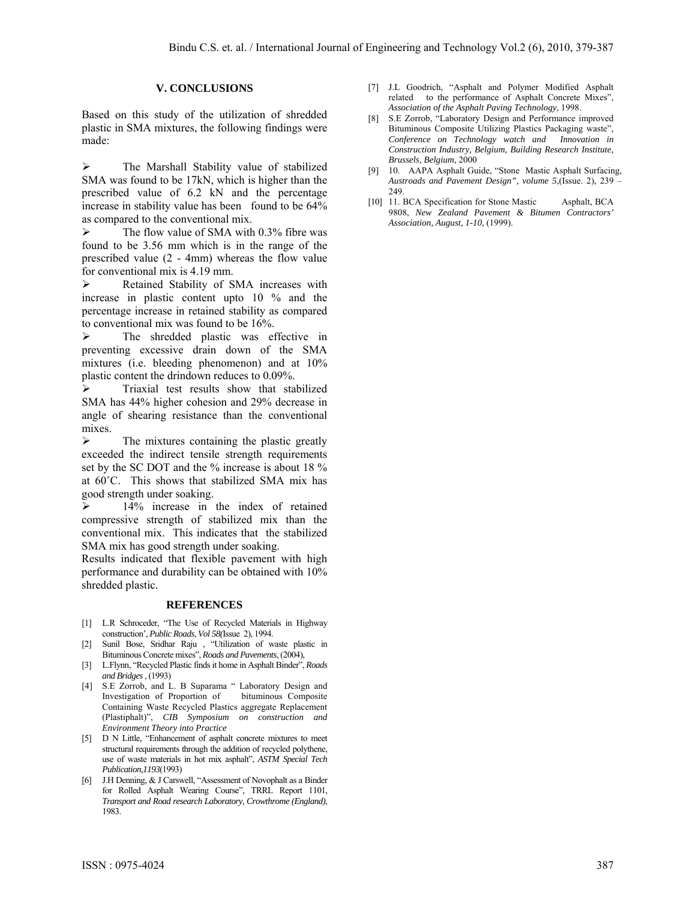## V. CONCLUSIONS

Based on this study of the utilization of shredded plastic in SMA mixtures, the following findings were made:

- The Marshall Stability value of stabilized SMA was found to be 17kN, which is higher than the prescribed value of 6.2 kN and the percentage increase in stability value has been found to be 64% as compared to the conventional mix.
- The flow value of SMA with 0.3% fibre was found to be 3.56 mm which is in the range of the prescribed value (2 - 4mm) whereas the flow value for conventional mix is 4.19 mm.
- Retained Stability of SMA increases with increase in plastic content upto 10 % and the percentage increase in retained stability as compared to conventional mix was found to be 16%.
- The shredded plastic was effective in preventing excessive drain down of the SMA mixtures (i.e. bleeding phenomenon) and at 10% plastic content the drindown reduces to 0.09%.
- Triaxial test results show that stabilized SMA has 44% higher cohesion and 29% decrease in angle of shearing resistance than the conventional mixes.
- The mixtures containing the plastic greatly exceeded the indirect tensile strength requirements set by the SC DOT and the % increase is about 18 % at 60˚C. This shows that stabilized SMA mix has good strength under soaking.
- 14% increase in the index of retained compressive strength of stabilized mix than the conventional mix. This indicates that the stabilized SMA mix has good strength under soaking.

Results indicated that flexible pavement with high performance and durability can be obtained with 10% shredded plastic.

## REFERENCES

[1] L.R Schroceder, "The Use of Recycled Materials in Highway construction', *Public Roads, Vol 58(*Issue 2), 1994.

[2] Sunil Bose, Sridhar Raju , "Utilization of waste plastic in Bituminous Concrete mixes", *Roads and Pavements*, (2004),

[3] L.Flynn, "Recycled Plastic finds it home in Asphalt Binder", *Roads and Bridges* , (1993)

[4] S.E Zorrob, and L. B Suparama " Laboratory Design and Investigation of Proportion of bituminous Composite Containing Waste Recycled Plastics aggregate Replacement (Plastiphalt)", *CIB Symposium on construction and Environment Theory into Practice*

[5] D N Little, "Enhancement of asphalt concrete mixtures to meet structural requirements through the addition of recycled polythene, use of waste materials in hot mix asphalt", *ASTM Special Tech Publication,1193*(1993)

[6] J.H Denning, & J Carswell, "Assessment of Novophalt as a Binder for Rolled Asphalt Wearing Course", TRRL Report 1101, *Transport and Road research Laboratory, Crowthrome (England)*, 1983.

[7] J.L Goodrich, "Asphalt and Polymer Modified Asphalt related to the performance of Asphalt Concrete Mixes", *Association of the Asphalt Paving Technology*, 1998.

[8] S.E Zorrob, "Laboratory Design and Performance improved Bituminous Composite Utilizing Plastics Packaging waste", *Conference on Technology watch and Innovation in Construction Industry, Belgium, Building Research Institute, Brussels, Belgium*, 2000

[9] 10. AAPA Asphalt Guide, "Stone Mastic Asphalt Surfacing, *Austroads and Pavement Design", volume 5*,(Issue. 2), 239 – 249.

[10] 11. BCA Specification for Stone Mastic Asphalt, BCA 9808, *New Zealand Pavement & Bitumen Contractors' Association, August, 1-10*, (1999).